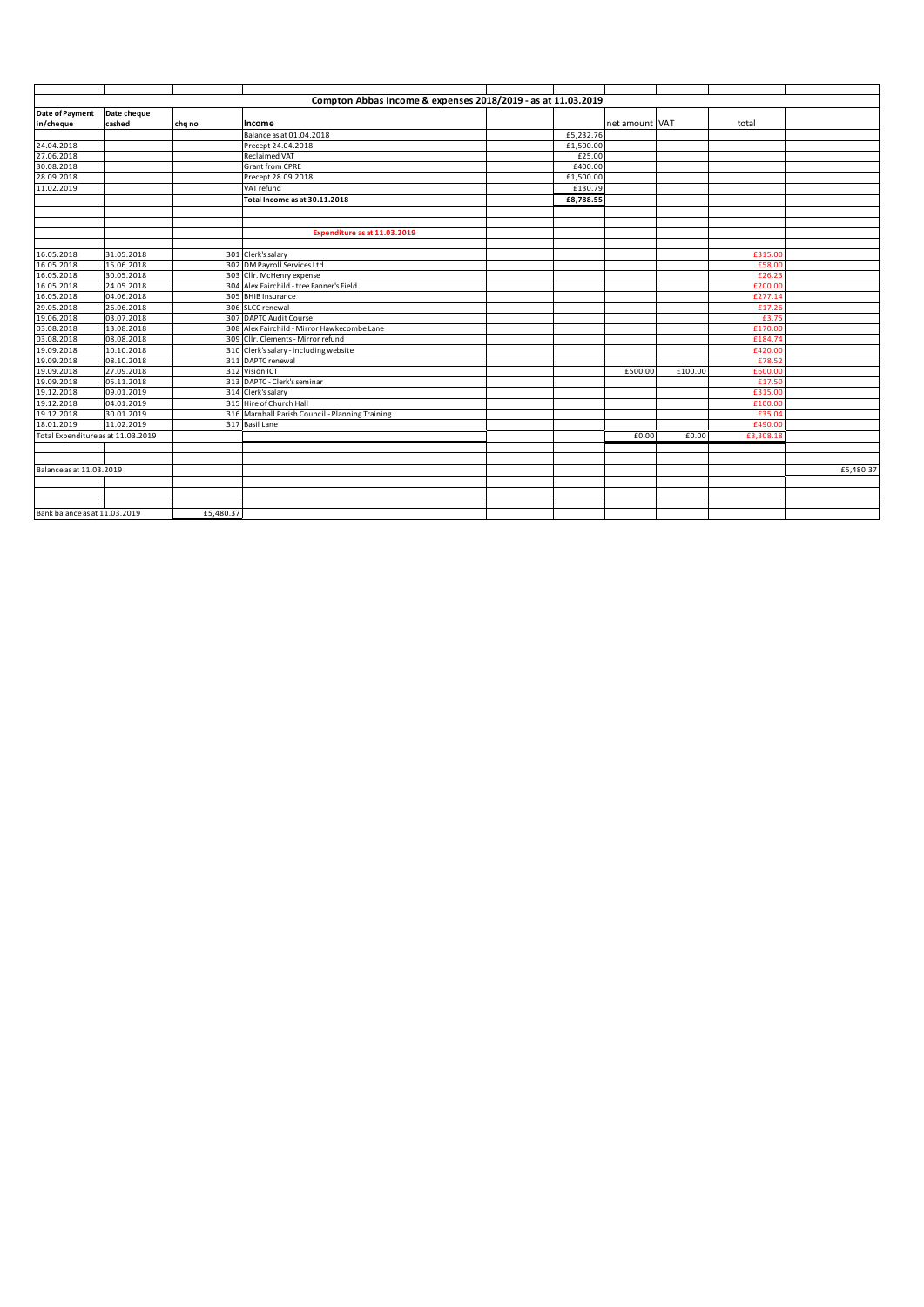| Compton Abbas Income & expenses 2018/2019 - as at 11.03.2019 | | | | | | | | | |
|---|---|---|---|---|---|---|---|---|---|
| **Date of Payment in/cheque** | **Date cheque cashed** | **chq no** | **Income** | | | net amount | VAT | total | |
| | | | Balance as at 01.04.2018 | | £5,232.76 | | | | |
| 24.04.2018 | | | Precept 24.04.2018 | | £1,500.00 | | | | |
| 27.06.2018 | | | Reclaimed VAT | | £25.00 | | | | |
| 30.08.2018 | | | Grant from CPRE | | £400.00 | | | | |
| 28.09.2018 | | | Precept 28.09.2018 | | £1,500.00 | | | | |
| 11.02.2019 | | | VAT refund | | £130.79 | | | | |
| | | | **Total Income as at 30.11.2018** | | **£8,788.55** | | | | |
| | | | **Expenditure as at 11.03.2019** | | | | | | |
| 16.05.2018 | 31.05.2018 | 301 | Clerk's salary | | | | | £315.00 | |
| 16.05.2018 | 15.06.2018 | 302 | DM Payroll Services Ltd | | | | | £58.00 | |
| 16.05.2018 | 30.05.2018 | 303 | Cllr. McHenry expense | | | | | £26.23 | |
| 16.05.2018 | 24.05.2018 | 304 | Alex Fairchild - tree Fanner's Field | | | | | £200.00 | |
| 16.05.2018 | 04.06.2018 | 305 | BHIB Insurance | | | | | £277.14 | |
| 29.05.2018 | 26.06.2018 | 306 | SLCC renewal | | | | | £17.26 | |
| 19.06.2018 | 03.07.2018 | 307 | DAPTC Audit Course | | | | | £3.75 | |
| 03.08.2018 | 13.08.2018 | 308 | Alex Fairchild - Mirror Hawkecombe Lane | | | | | £170.00 | |
| 03.08.2018 | 08.08.2018 | 309 | Cllr. Clements - Mirror refund | | | | | £184.74 | |
| 19.09.2018 | 10.10.2018 | 310 | Clerk's salary - including website | | | | | £420.00 | |
| 19.09.2018 | 08.10.2018 | 311 | DAPTC renewal | | | | | £78.52 | |
| 19.09.2018 | 27.09.2018 | 312 | Vision ICT | | | £500.00 | £100.00 | £600.00 | |
| 19.09.2018 | 05.11.2018 | 313 | DAPTC - Clerk's seminar | | | | | £17.50 | |
| 19.12.2018 | 09.01.2019 | 314 | Clerk's salary | | | | | £315.00 | |
| 19.12.2018 | 04.01.2019 | 315 | Hire of Church Hall | | | | | £100.00 | |
| 19.12.2018 | 30.01.2019 | 316 | Marnhall Parish Council - Planning Training | | | | | £35.04 | |
| 18.01.2019 | 11.02.2019 | 317 | Basil Lane | | | | | £490.00 | |
| Total Expenditure as at 11.03.2019 | | | | | | £0.00 | £0.00 | £3,308.18 | |
| Balance as at 11.03.2019 | | | | | | | | | £5,480.37 |
| Bank balance as at 11.03.2019 | | £5,480.37 | | | | | | | |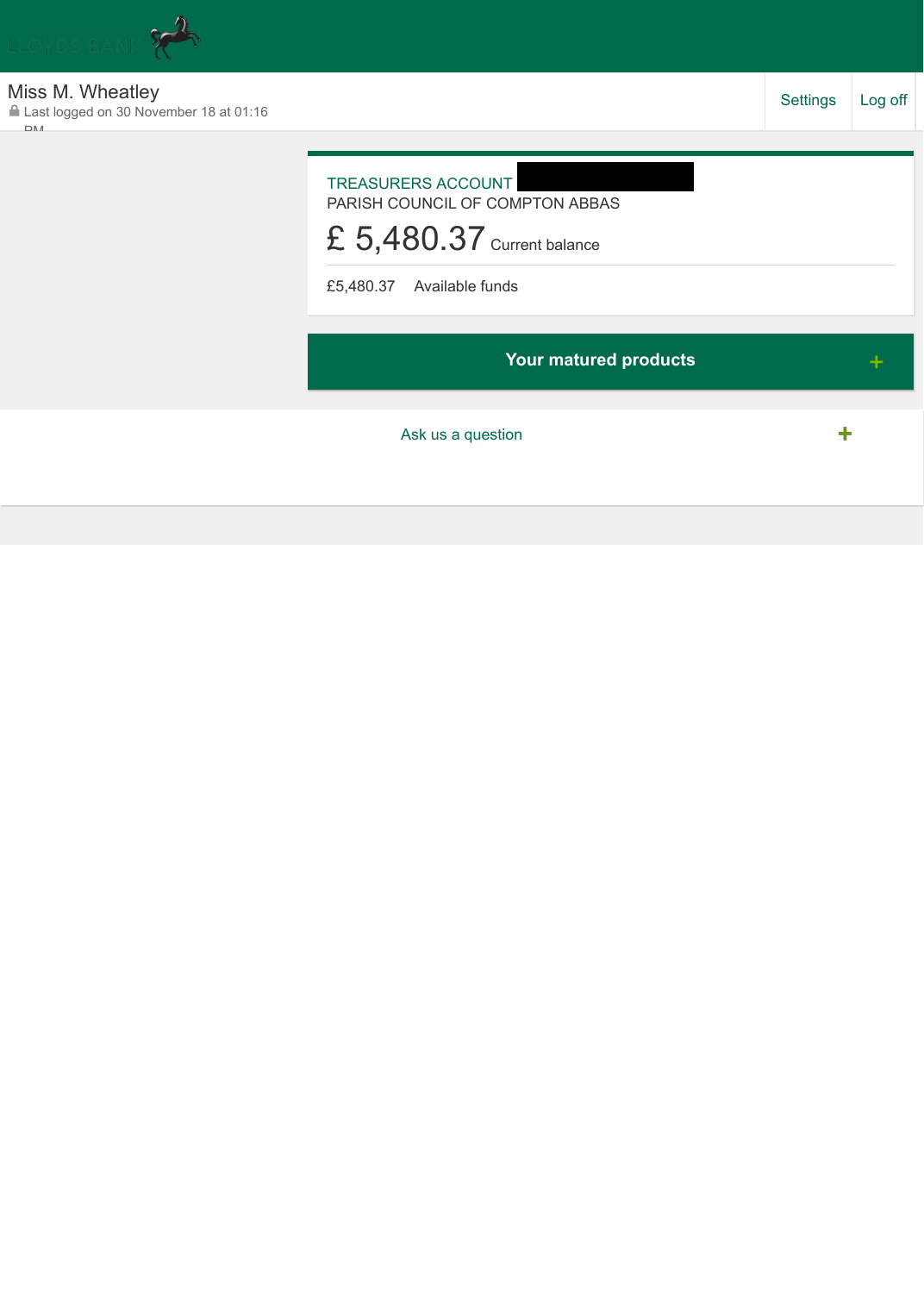LLOYDS BANK

Miss M. Wheatley

Last logged on 30 November 18 at 01:16 PM

Settings | Log off

TREASURERS ACCOUNT

PARISH COUNCIL OF COMPTON ABBAS

£ 5,480.37 Current balance

£5,480.37 Available funds

**Your matured products** +

Ask us a question +